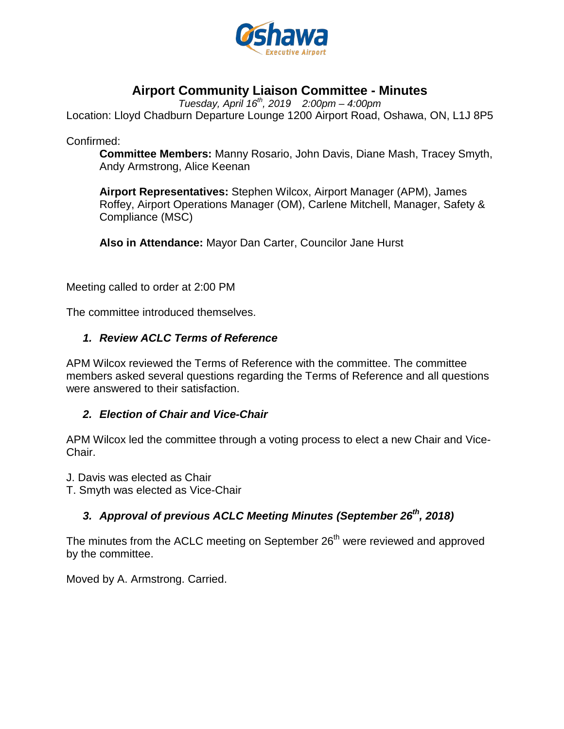# Airport Community Liaison Committee - Minutes

*Tuesday, April 16th, 2019 2:00pm – 4:00pm*

Location: Lloyd Chadburn Departure Lounge 1200 Airport Road, Oshawa, ON, L1J 8P5

Confirmed:

**Committee Members:** Manny Rosario, John Davis, Diane Mash, Tracey Smyth, Andy Armstrong, Alice Keenan

**Airport Representatives:** Stephen Wilcox, Airport Manager (APM), James Roffey, Airport Operations Manager (OM), Carlene Mitchell, Manager, Safety & Compliance (MSC)

**Also in Attendance:** Mayor Dan Carter, Councilor Jane Hurst

Meeting called to order at 2:00 PM

The committee introduced themselves.

### *1. Review ACLC Terms of Reference*

APM Wilcox reviewed the Terms of Reference with the committee. The committee members asked several questions regarding the Terms of Reference and all questions were answered to their satisfaction.

### *2. Election of Chair and Vice-Chair*

APM Wilcox led the committee through a voting process to elect a new Chair and Vice-Chair.

J. Davis was elected as Chair
T. Smyth was elected as Vice-Chair

### *3. Approval of previous ACLC Meeting Minutes (September 26th, 2018)*

The minutes from the ACLC meeting on September 26th were reviewed and approved by the committee.

Moved by A. Armstrong. Carried.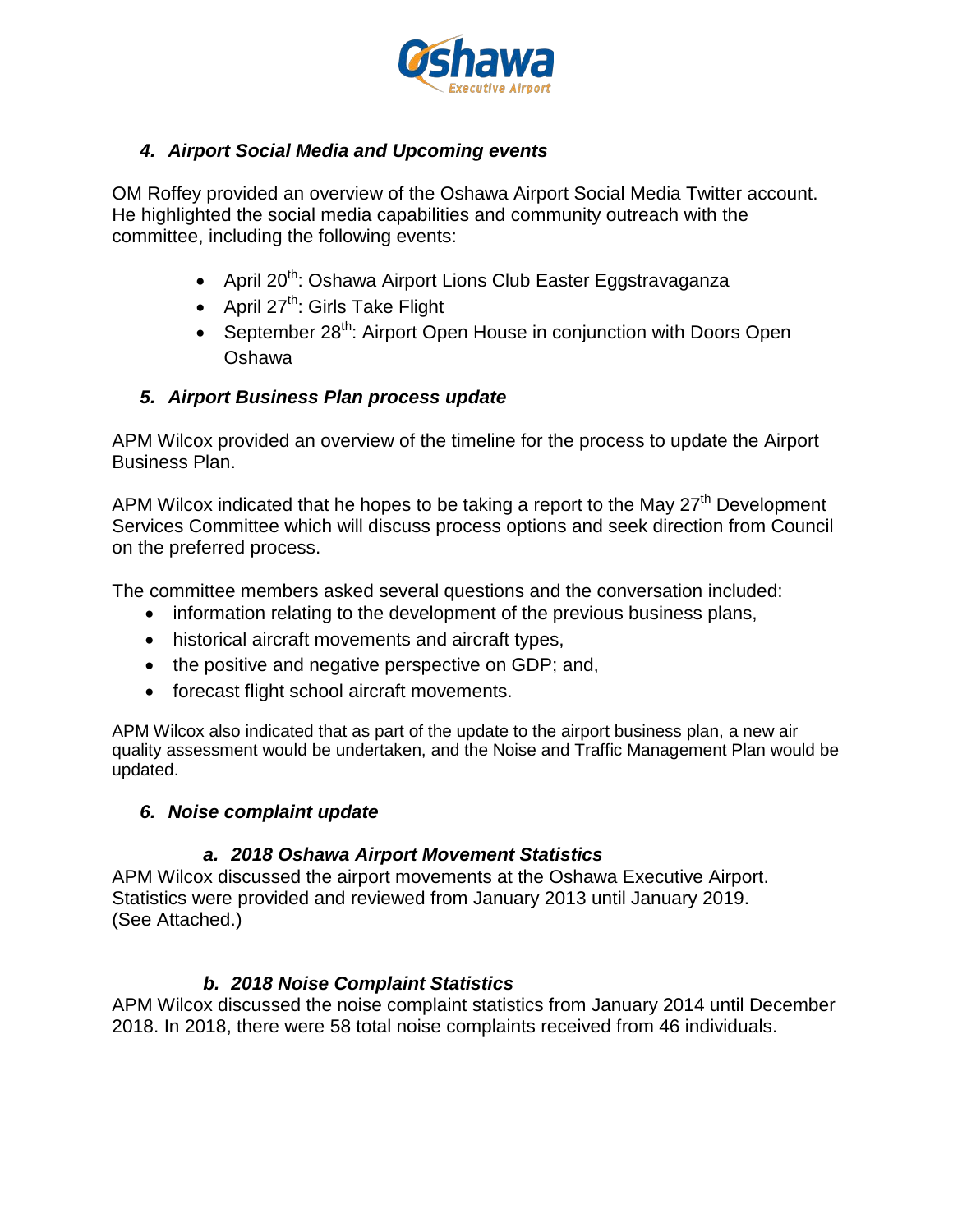### 4. *Airport Social Media and Upcoming events*

OM Roffey provided an overview of the Oshawa Airport Social Media Twitter account. He highlighted the social media capabilities and community outreach with the committee, including the following events:

- April 20th: Oshawa Airport Lions Club Easter Eggstravaganza
- April 27th: Girls Take Flight
- September 28th: Airport Open House in conjunction with Doors Open Oshawa

### 5. *Airport Business Plan process update*

APM Wilcox provided an overview of the timeline for the process to update the Airport Business Plan.

APM Wilcox indicated that he hopes to be taking a report to the May 27th Development Services Committee which will discuss process options and seek direction from Council on the preferred process.

The committee members asked several questions and the conversation included:

- information relating to the development of the previous business plans,
- historical aircraft movements and aircraft types,
- the positive and negative perspective on GDP; and,
- forecast flight school aircraft movements.

APM Wilcox also indicated that as part of the update to the airport business plan, a new air quality assessment would be undertaken, and the Noise and Traffic Management Plan would be updated.

### 6. *Noise complaint update*

#### a. *2018 Oshawa Airport Movement Statistics*

APM Wilcox discussed the airport movements at the Oshawa Executive Airport. Statistics were provided and reviewed from January 2013 until January 2019. (See Attached.)

#### b. *2018 Noise Complaint Statistics*

APM Wilcox discussed the noise complaint statistics from January 2014 until December 2018. In 2018, there were 58 total noise complaints received from 46 individuals.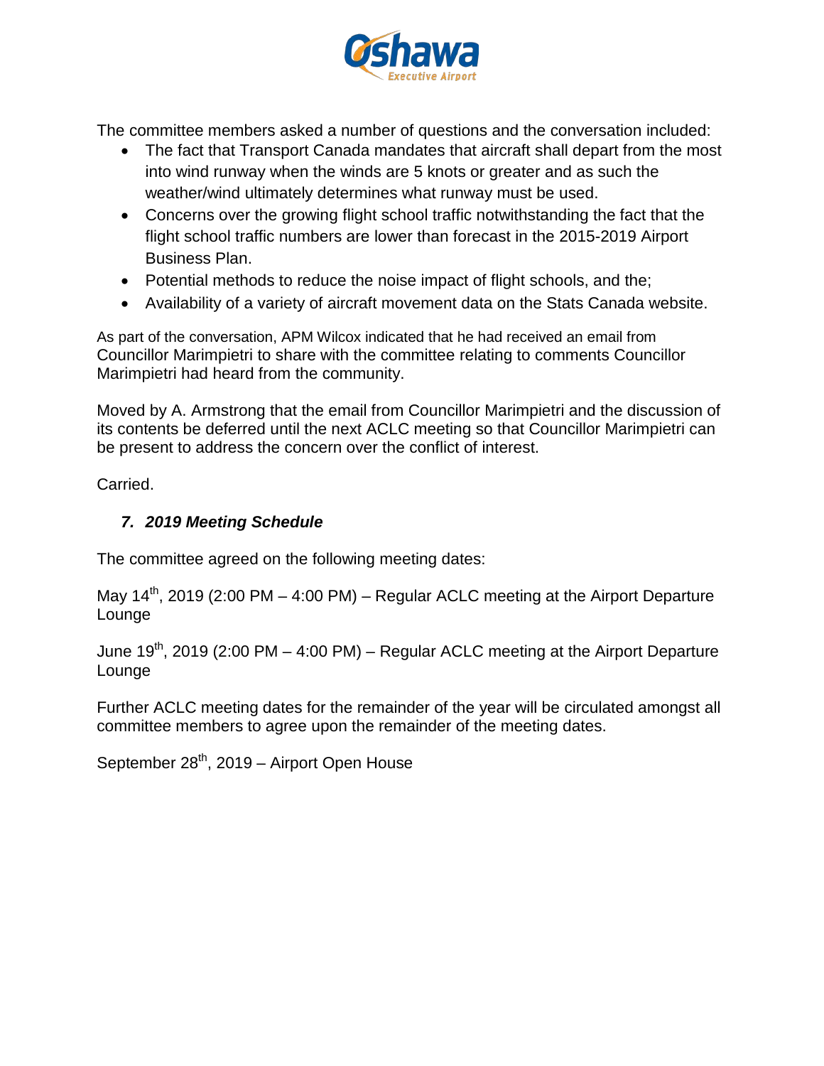The committee members asked a number of questions and the conversation included:

- The fact that Transport Canada mandates that aircraft shall depart from the most into wind runway when the winds are 5 knots or greater and as such the weather/wind ultimately determines what runway must be used.
- Concerns over the growing flight school traffic notwithstanding the fact that the flight school traffic numbers are lower than forecast in the 2015-2019 Airport Business Plan.
- Potential methods to reduce the noise impact of flight schools, and the;
- Availability of a variety of aircraft movement data on the Stats Canada website.

As part of the conversation, APM Wilcox indicated that he had received an email from Councillor Marimpietri to share with the committee relating to comments Councillor Marimpietri had heard from the community.

Moved by A. Armstrong that the email from Councillor Marimpietri and the discussion of its contents be deferred until the next ACLC meeting so that Councillor Marimpietri can be present to address the concern over the conflict of interest.

Carried.

### *7. 2019 Meeting Schedule*

The committee agreed on the following meeting dates:

May 14th, 2019 (2:00 PM – 4:00 PM) – Regular ACLC meeting at the Airport Departure Lounge

June 19th, 2019 (2:00 PM – 4:00 PM) – Regular ACLC meeting at the Airport Departure Lounge

Further ACLC meeting dates for the remainder of the year will be circulated amongst all committee members to agree upon the remainder of the meeting dates.

September 28th, 2019 – Airport Open House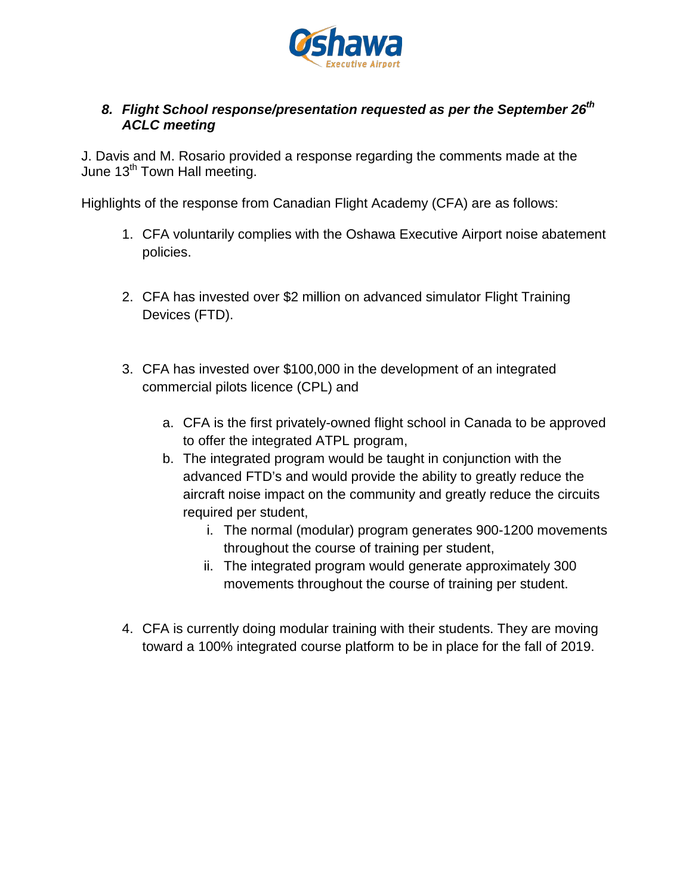### *8. Flight School response/presentation requested as per the September 26th ACLC meeting*

J. Davis and M. Rosario provided a response regarding the comments made at the June 13th Town Hall meeting.

Highlights of the response from Canadian Flight Academy (CFA) are as follows:

1. CFA voluntarily complies with the Oshawa Executive Airport noise abatement policies.

2. CFA has invested over $2 million on advanced simulator Flight Training Devices (FTD).

3. CFA has invested over $100,000 in the development of an integrated commercial pilots licence (CPL) and
   a. CFA is the first privately-owned flight school in Canada to be approved to offer the integrated ATPL program,
   b. The integrated program would be taught in conjunction with the advanced FTD's and would provide the ability to greatly reduce the aircraft noise impact on the community and greatly reduce the circuits required per student,
      i. The normal (modular) program generates 900-1200 movements throughout the course of training per student,
      ii. The integrated program would generate approximately 300 movements throughout the course of training per student.

4. CFA is currently doing modular training with their students. They are moving toward a 100% integrated course platform to be in place for the fall of 2019.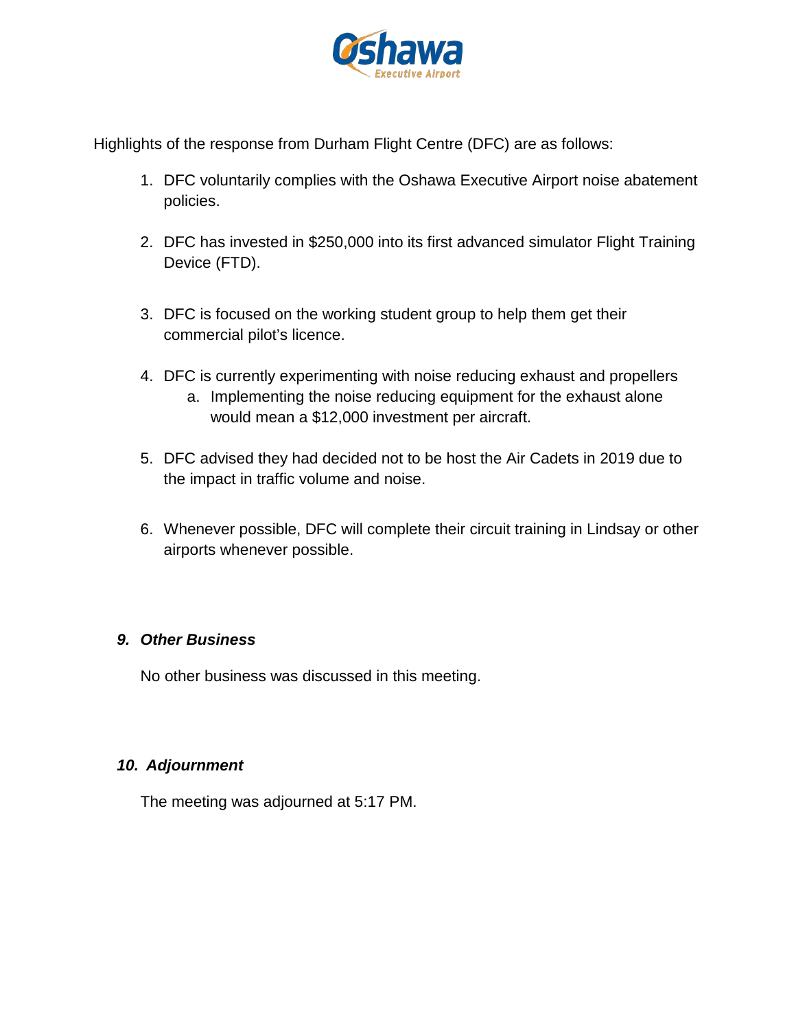Highlights of the response from Durham Flight Centre (DFC) are as follows:

1. DFC voluntarily complies with the Oshawa Executive Airport noise abatement policies.

2. DFC has invested in $250,000 into its first advanced simulator Flight Training Device (FTD).

3. DFC is focused on the working student group to help them get their commercial pilot's licence.

4. DFC is currently experimenting with noise reducing exhaust and propellers
   a. Implementing the noise reducing equipment for the exhaust alone would mean a $12,000 investment per aircraft.

5. DFC advised they had decided not to be host the Air Cadets in 2019 due to the impact in traffic volume and noise.

6. Whenever possible, DFC will complete their circuit training in Lindsay or other airports whenever possible.

### *9. Other Business*

No other business was discussed in this meeting.

### *10. Adjournment*

The meeting was adjourned at 5:17 PM.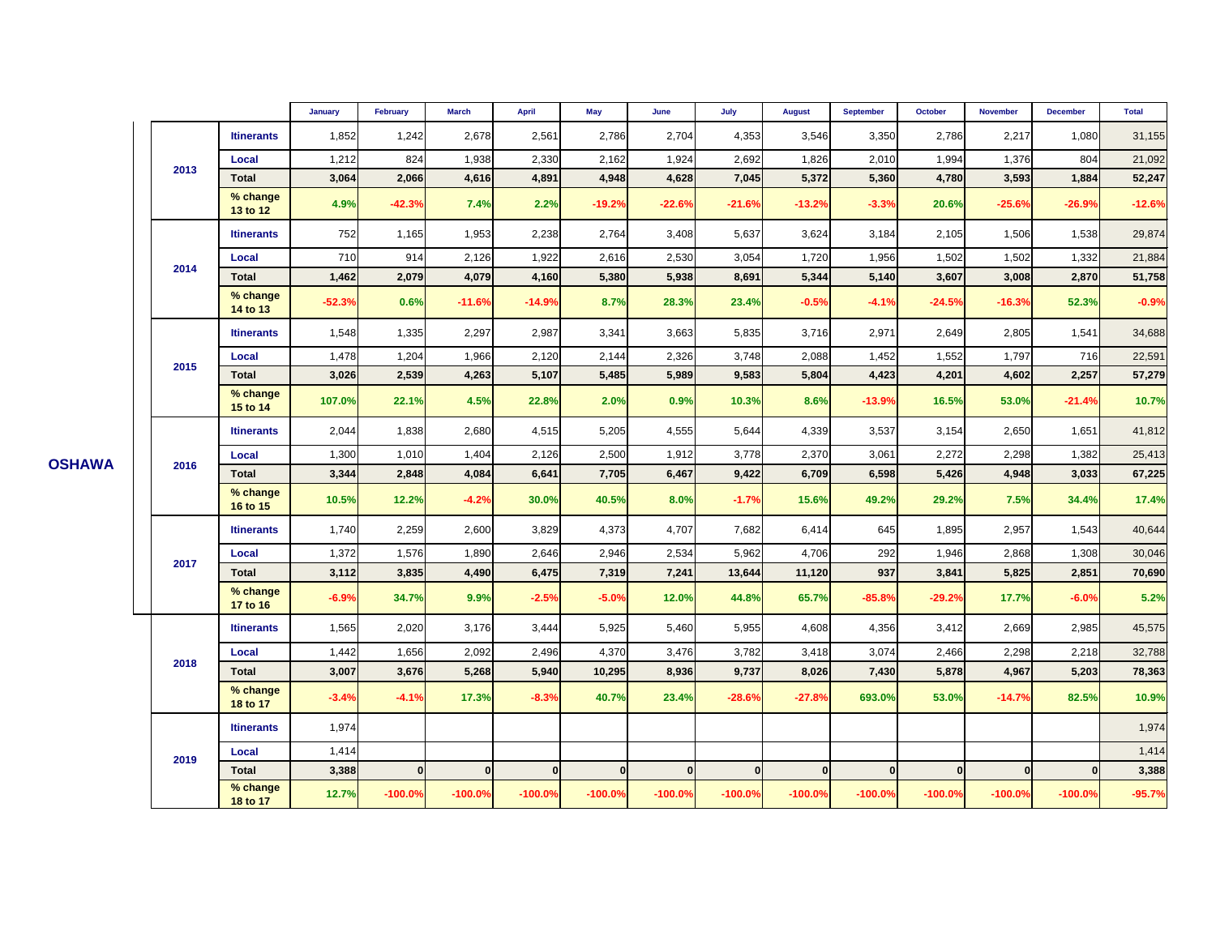| | | | January | February | March | April | May | June | July | August | September | October | November | December | Total |
|---|---|---|---|---|---|---|---|---|---|---|---|---|---|---|---|
| OSHAWA | 2013 | Itinerants | 1,852 | 1,242 | 2,678 | 2,561 | 2,786 | 2,704 | 4,353 | 3,546 | 3,350 | 2,786 | 2,217 | 1,080 | 31,155 |
| | | Local | 1,212 | 824 | 1,938 | 2,330 | 2,162 | 1,924 | 2,692 | 1,826 | 2,010 | 1,994 | 1,376 | 804 | 21,092 |
| | | **Total** | **3,064** | **2,066** | **4,616** | **4,891** | **4,948** | **4,628** | **7,045** | **5,372** | **5,360** | **4,780** | **3,593** | **1,884** | **52,247** |
| | | % change 13 to 12 | 4.9% | -42.3% | 7.4% | 2.2% | -19.2% | -22.6% | -21.6% | -13.2% | -3.3% | 20.6% | -25.6% | -26.9% | -12.6% |
| | 2014 | Itinerants | 752 | 1,165 | 1,953 | 2,238 | 2,764 | 3,408 | 5,637 | 3,624 | 3,184 | 2,105 | 1,506 | 1,538 | 29,874 |
| | | Local | 710 | 914 | 2,126 | 1,922 | 2,616 | 2,530 | 3,054 | 1,720 | 1,956 | 1,502 | 1,502 | 1,332 | 21,884 |
| | | **Total** | **1,462** | **2,079** | **4,079** | **4,160** | **5,380** | **5,938** | **8,691** | **5,344** | **5,140** | **3,607** | **3,008** | **2,870** | **51,758** |
| | | % change 14 to 13 | -52.3% | 0.6% | -11.6% | -14.9% | 8.7% | 28.3% | 23.4% | -0.5% | -4.1% | -24.5% | -16.3% | 52.3% | -0.9% |
| | 2015 | Itinerants | 1,548 | 1,335 | 2,297 | 2,987 | 3,341 | 3,663 | 5,835 | 3,716 | 2,971 | 2,649 | 2,805 | 1,541 | 34,688 |
| | | Local | 1,478 | 1,204 | 1,966 | 2,120 | 2,144 | 2,326 | 3,748 | 2,088 | 1,452 | 1,552 | 1,797 | 716 | 22,591 |
| | | **Total** | **3,026** | **2,539** | **4,263** | **5,107** | **5,485** | **5,989** | **9,583** | **5,804** | **4,423** | **4,201** | **4,602** | **2,257** | **57,279** |
| | | % change 15 to 14 | 107.0% | 22.1% | 4.5% | 22.8% | 2.0% | 0.9% | 10.3% | 8.6% | -13.9% | 16.5% | 53.0% | -21.4% | 10.7% |
| | 2016 | Itinerants | 2,044 | 1,838 | 2,680 | 4,515 | 5,205 | 4,555 | 5,644 | 4,339 | 3,537 | 3,154 | 2,650 | 1,651 | 41,812 |
| | | Local | 1,300 | 1,010 | 1,404 | 2,126 | 2,500 | 1,912 | 3,778 | 2,370 | 3,061 | 2,272 | 2,298 | 1,382 | 25,413 |
| | | **Total** | **3,344** | **2,848** | **4,084** | **6,641** | **7,705** | **6,467** | **9,422** | **6,709** | **6,598** | **5,426** | **4,948** | **3,033** | **67,225** |
| | | % change 16 to 15 | 10.5% | 12.2% | -4.2% | 30.0% | 40.5% | 8.0% | -1.7% | 15.6% | 49.2% | 29.2% | 7.5% | 34.4% | 17.4% |
| | 2017 | Itinerants | 1,740 | 2,259 | 2,600 | 3,829 | 4,373 | 4,707 | 7,682 | 6,414 | 645 | 1,895 | 2,957 | 1,543 | 40,644 |
| | | Local | 1,372 | 1,576 | 1,890 | 2,646 | 2,946 | 2,534 | 5,962 | 4,706 | 292 | 1,946 | 2,868 | 1,308 | 30,046 |
| | | **Total** | **3,112** | **3,835** | **4,490** | **6,475** | **7,319** | **7,241** | **13,644** | **11,120** | **937** | **3,841** | **5,825** | **2,851** | **70,690** |
| | | % change 17 to 16 | -6.9% | 34.7% | 9.9% | -2.5% | -5.0% | 12.0% | 44.8% | 65.7% | -85.8% | -29.2% | 17.7% | -6.0% | 5.2% |
| | 2018 | Itinerants | 1,565 | 2,020 | 3,176 | 3,444 | 5,925 | 5,460 | 5,955 | 4,608 | 4,356 | 3,412 | 2,669 | 2,985 | 45,575 |
| | | Local | 1,442 | 1,656 | 2,092 | 2,496 | 4,370 | 3,476 | 3,782 | 3,418 | 3,074 | 2,466 | 2,298 | 2,218 | 32,788 |
| | | **Total** | **3,007** | **3,676** | **5,268** | **5,940** | **10,295** | **8,936** | **9,737** | **8,026** | **7,430** | **5,878** | **4,967** | **5,203** | **78,363** |
| | | % change 18 to 17 | -3.4% | -4.1% | 17.3% | -8.3% | 40.7% | 23.4% | -28.6% | -27.8% | 693.0% | 53.0% | -14.7% | 82.5% | 10.9% |
| | 2019 | Itinerants | 1,974 | | | | | | | | | | | | 1,974 |
| | | Local | 1,414 | | | | | | | | | | | | 1,414 |
| | | **Total** | **3,388** | **0** | **0** | **0** | **0** | **0** | **0** | **0** | **0** | **0** | **0** | **0** | **3,388** |
| | | % change 18 to 17 | 12.7% | -100.0% | -100.0% | -100.0% | -100.0% | -100.0% | -100.0% | -100.0% | -100.0% | -100.0% | -100.0% | -100.0% | -95.7% |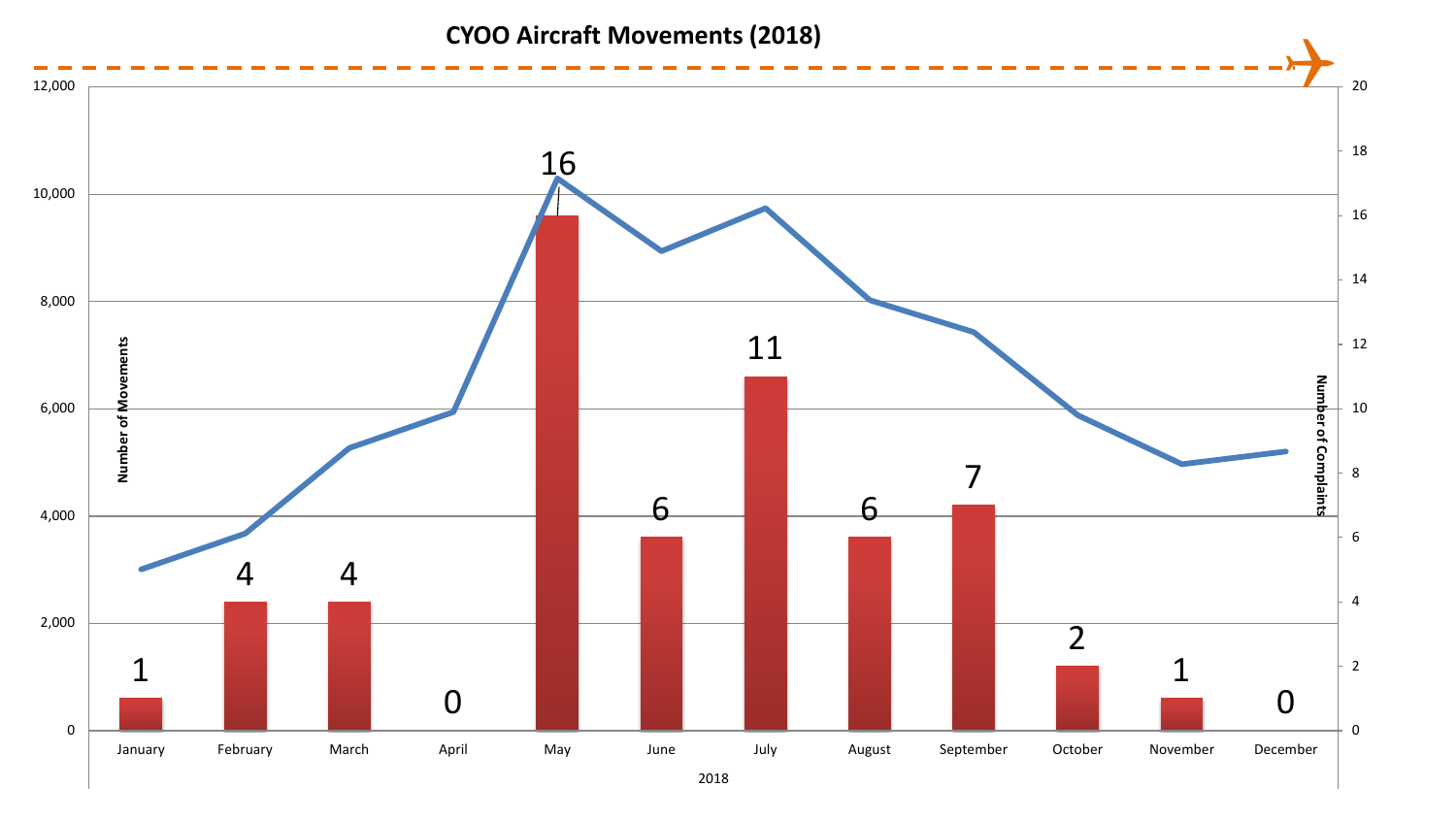## CYOO Aircraft Movements (2018)

| Month (2018) | Number of Complaints |
| --- | --- |
| January | 1 |
| February | 4 |
| March | 4 |
| April | 0 |
| May | 16 |
| June | 6 |
| July | 11 |
| August | 6 |
| September | 7 |
| October | 2 |
| November | 1 |
| December | 0 |

Number of Movements (left axis: 0 – 12,000); Number of Complaints (right axis: 0 – 20)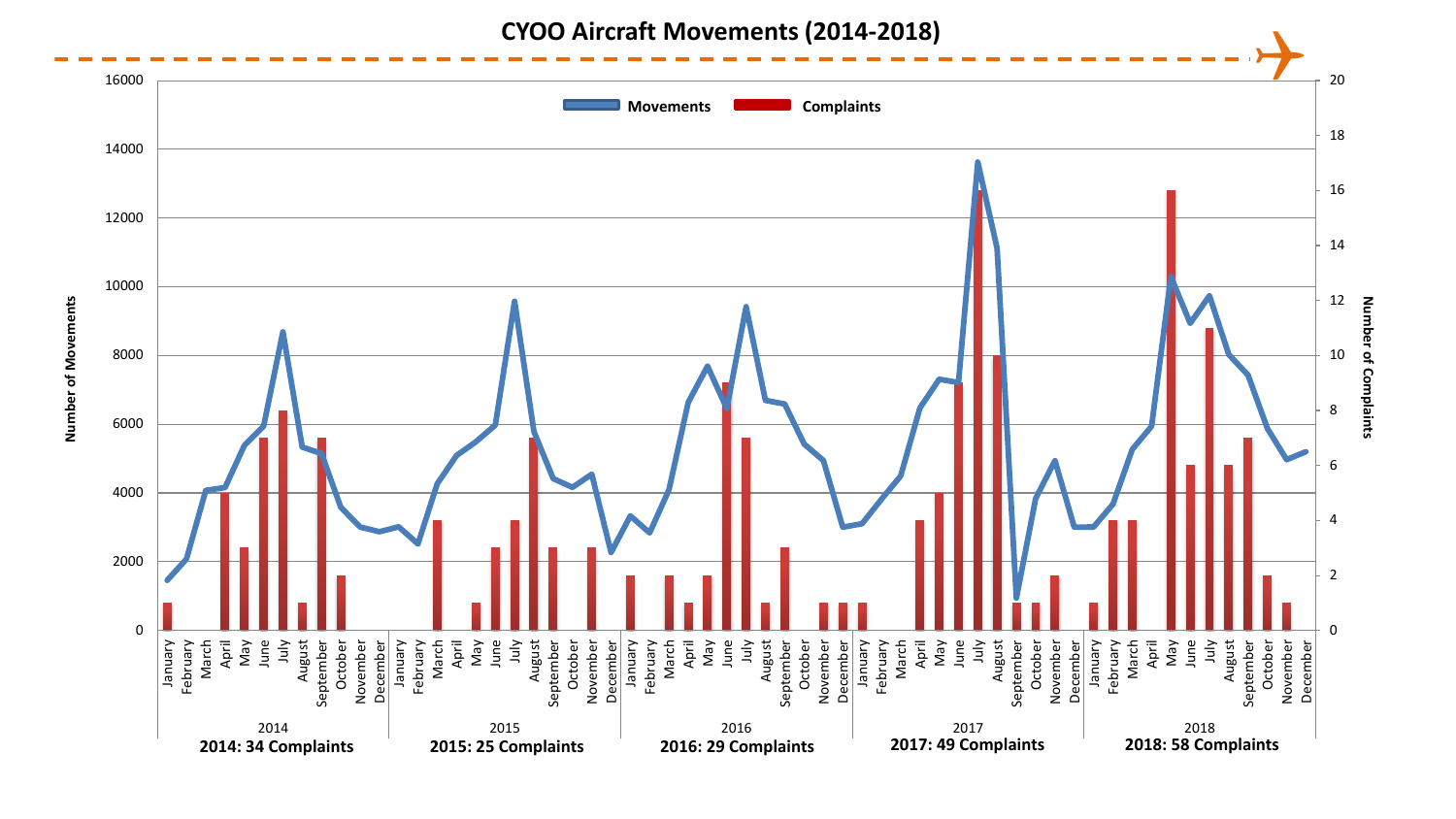# CYOO Aircraft Movements (2014-2018)

Movements
Complaints

Number of Movements
Number of Complaints

16000
14000
12000
10000
8000
6000
4000
2000
0

20
18
16
14
12
10
8
6
4
2
0

January February March April May June July August September October November December

2014
**2014: 34 Complaints**

2015
**2015: 25 Complaints**

2016
**2016: 29 Complaints**

2017
**2017: 49 Complaints**

2018
**2018: 58 Complaints**